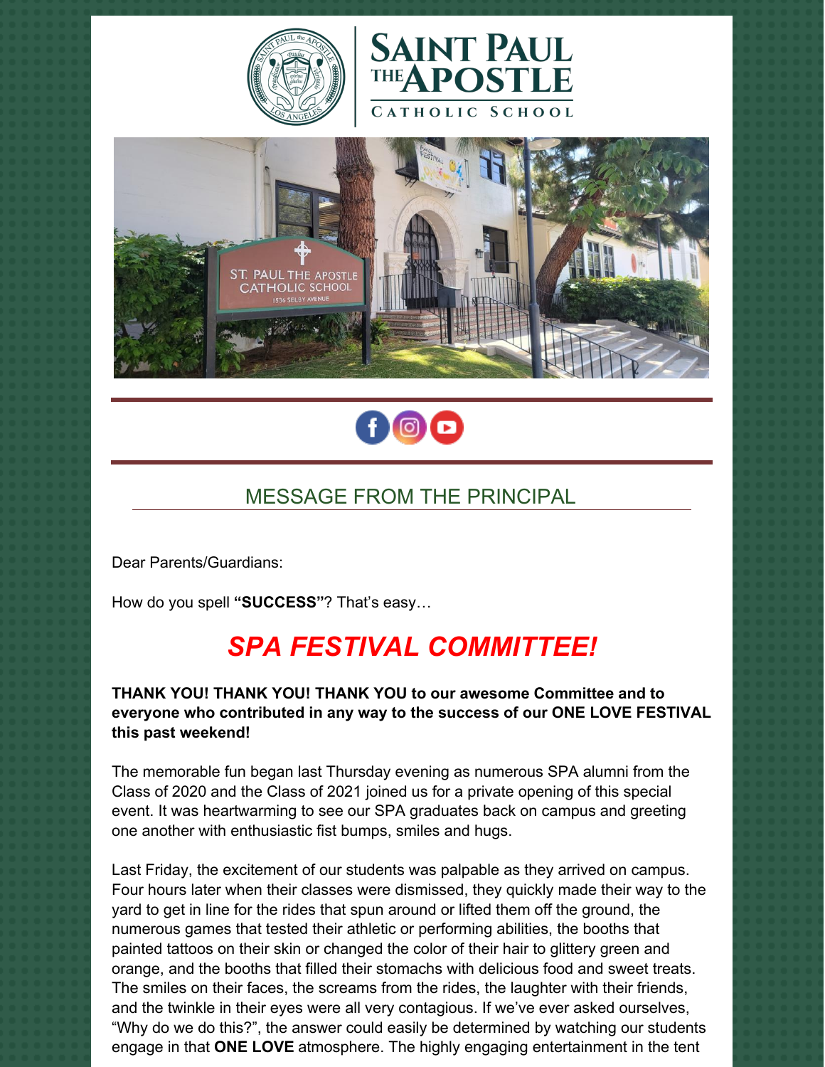# SAINT PAUL THE APOSTLE CATHOLIC SCHOOL

## MESSAGE FROM THE PRINCIPAL

Dear Parents/Guardians:

How do you spell **"SUCCESS"**? That's easy…

# *SPA FESTIVAL COMMITTEE!*

**THANK YOU! THANK YOU! THANK YOU to our awesome Committee and to everyone who contributed in any way to the success of our ONE LOVE FESTIVAL this past weekend!**

The memorable fun began last Thursday evening as numerous SPA alumni from the Class of 2020 and the Class of 2021 joined us for a private opening of this special event. It was heartwarming to see our SPA graduates back on campus and greeting one another with enthusiastic fist bumps, smiles and hugs.

Last Friday, the excitement of our students was palpable as they arrived on campus. Four hours later when their classes were dismissed, they quickly made their way to the yard to get in line for the rides that spun around or lifted them off the ground, the numerous games that tested their athletic or performing abilities, the booths that painted tattoos on their skin or changed the color of their hair to glittery green and orange, and the booths that filled their stomachs with delicious food and sweet treats. The smiles on their faces, the screams from the rides, the laughter with their friends, and the twinkle in their eyes were all very contagious. If we've ever asked ourselves, "Why do we do this?", the answer could easily be determined by watching our students engage in that **ONE LOVE** atmosphere. The highly engaging entertainment in the tent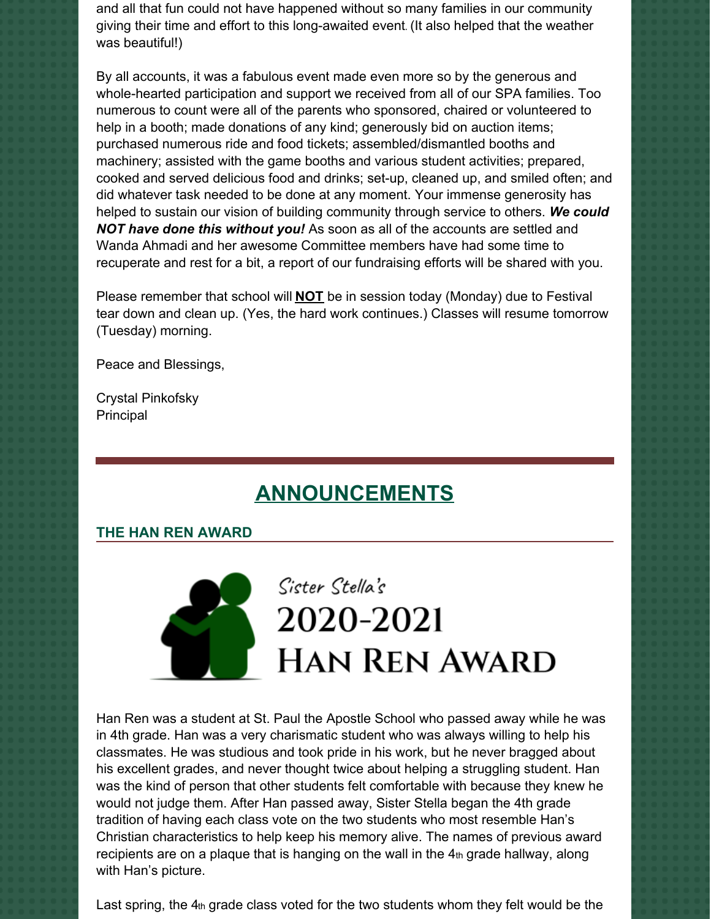and all that fun could not have happened without so many families in our community giving their time and effort to this long-awaited event. (It also helped that the weather was beautiful!)

By all accounts, it was a fabulous event made even more so by the generous and whole-hearted participation and support we received from all of our SPA families. Too numerous to count were all of the parents who sponsored, chaired or volunteered to help in a booth; made donations of any kind; generously bid on auction items; purchased numerous ride and food tickets; assembled/dismantled booths and machinery; assisted with the game booths and various student activities; prepared, cooked and served delicious food and drinks; set-up, cleaned up, and smiled often; and did whatever task needed to be done at any moment. Your immense generosity has helped to sustain our vision of building community through service to others. ***We could NOT have done this without you!*** As soon as all of the accounts are settled and Wanda Ahmadi and her awesome Committee members have had some time to recuperate and rest for a bit, a report of our fundraising efforts will be shared with you.

Please remember that school will **NOT** be in session today (Monday) due to Festival tear down and clean up. (Yes, the hard work continues.) Classes will resume tomorrow (Tuesday) morning.

Peace and Blessings,

Crystal Pinkofsky
Principal

---

## ANNOUNCEMENTS

### THE HAN REN AWARD

Sister Stella's
2020-2021
HAN REN AWARD

Han Ren was a student at St. Paul the Apostle School who passed away while he was in 4th grade. Han was a very charismatic student who was always willing to help his classmates. He was studious and took pride in his work, but he never bragged about his excellent grades, and never thought twice about helping a struggling student. Han was the kind of person that other students felt comfortable with because they knew he would not judge them. After Han passed away, Sister Stella began the 4th grade tradition of having each class vote on the two students who most resemble Han's Christian characteristics to help keep his memory alive. The names of previous award recipients are on a plaque that is hanging on the wall in the 4th grade hallway, along with Han's picture.

Last spring, the 4th grade class voted for the two students whom they felt would be the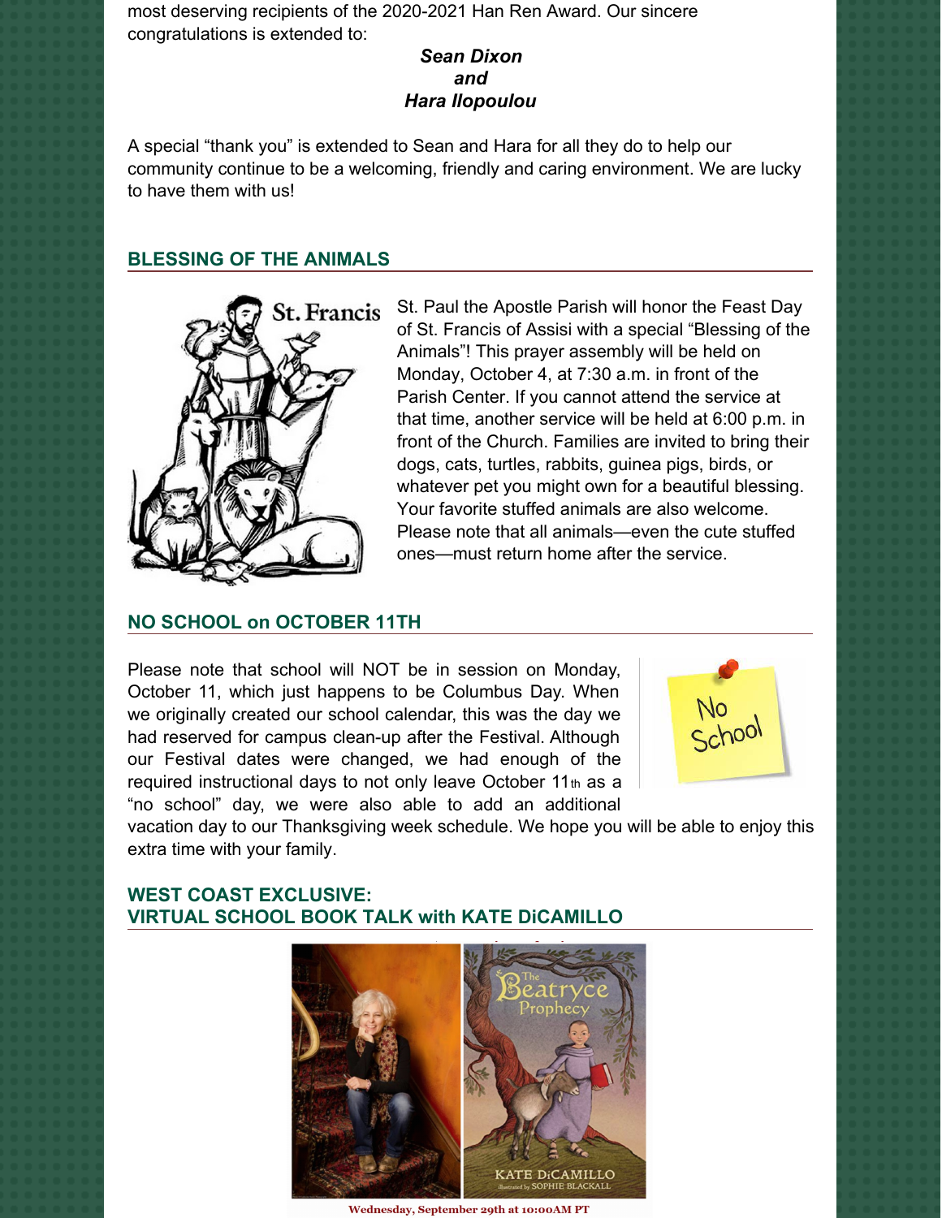most deserving recipients of the 2020-2021 Han Ren Award. Our sincere congratulations is extended to:

***Sean Dixon***
***and***
***Hara Ilopoulou***

A special "thank you" is extended to Sean and Hara for all they do to help our community continue to be a welcoming, friendly and caring environment. We are lucky to have them with us!

## BLESSING OF THE ANIMALS

St. Paul the Apostle Parish will honor the Feast Day of St. Francis of Assisi with a special "Blessing of the Animals"! This prayer assembly will be held on Monday, October 4, at 7:30 a.m. in front of the Parish Center. If you cannot attend the service at that time, another service will be held at 6:00 p.m. in front of the Church. Families are invited to bring their dogs, cats, turtles, rabbits, guinea pigs, birds, or whatever pet you might own for a beautiful blessing. Your favorite stuffed animals are also welcome. Please note that all animals—even the cute stuffed ones—must return home after the service.

## NO SCHOOL on OCTOBER 11TH

Please note that school will NOT be in session on Monday, October 11, which just happens to be Columbus Day. When we originally created our school calendar, this was the day we had reserved for campus clean-up after the Festival. Although our Festival dates were changed, we had enough of the required instructional days to not only leave October 11th as a "no school" day, we were also able to add an additional vacation day to our Thanksgiving week schedule. We hope you will be able to enjoy this extra time with your family.

## WEST COAST EXCLUSIVE: VIRTUAL SCHOOL BOOK TALK with KATE DiCAMILLO

Wednesday, September 29th at 10:00AM PT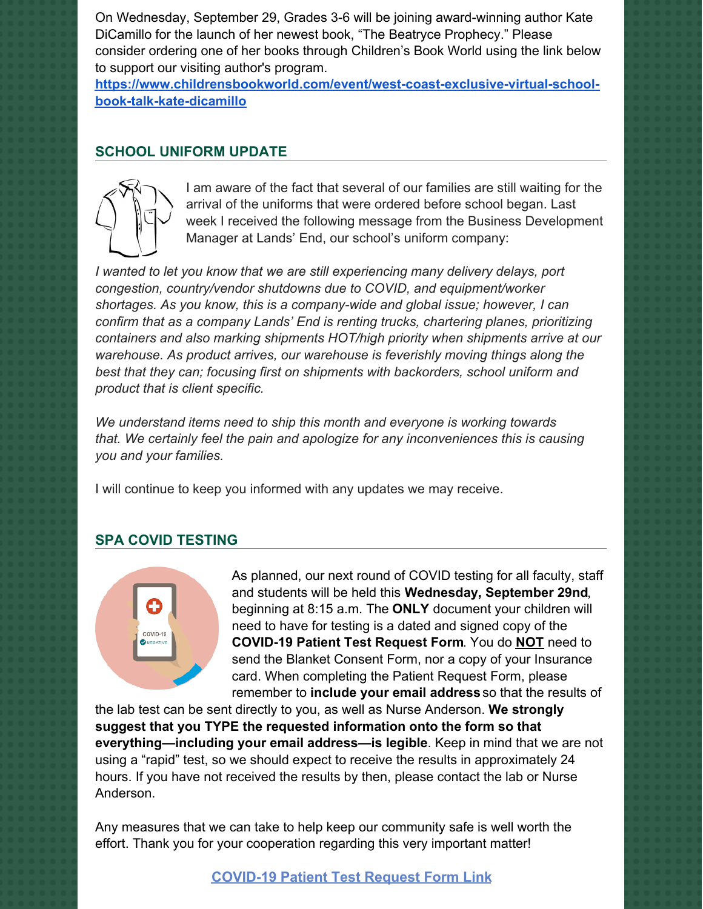On Wednesday, September 29, Grades 3-6 will be joining award-winning author Kate DiCamillo for the launch of her newest book, "The Beatryce Prophecy." Please consider ordering one of her books through Children's Book World using the link below to support our visiting author's program.

**https://www.childrensbookworld.com/event/west-coast-exclusive-virtual-school-book-talk-kate-dicamillo**

## SCHOOL UNIFORM UPDATE

I am aware of the fact that several of our families are still waiting for the arrival of the uniforms that were ordered before school began. Last week I received the following message from the Business Development Manager at Lands' End, our school's uniform company:

*I wanted to let you know that we are still experiencing many delivery delays, port congestion, country/vendor shutdowns due to COVID, and equipment/worker shortages. As you know, this is a company-wide and global issue; however, I can confirm that as a company Lands' End is renting trucks, chartering planes, prioritizing containers and also marking shipments HOT/high priority when shipments arrive at our warehouse. As product arrives, our warehouse is feverishly moving things along the best that they can; focusing first on shipments with backorders, school uniform and product that is client specific.*

*We understand items need to ship this month and everyone is working towards that. We certainly feel the pain and apologize for any inconveniences this is causing you and your families.*

I will continue to keep you informed with any updates we may receive.

## SPA COVID TESTING

As planned, our next round of COVID testing for all faculty, staff and students will be held this **Wednesday, September 29nd**, beginning at 8:15 a.m. The **ONLY** document your children will need to have for testing is a dated and signed copy of the **COVID-19 Patient Test Request Form**. You do **NOT** need to send the Blanket Consent Form, nor a copy of your Insurance card. When completing the Patient Request Form, please remember to **include your email address** so that the results of the lab test can be sent directly to you, as well as Nurse Anderson. **We strongly suggest that you TYPE the requested information onto the form so that everything—including your email address—is legible**. Keep in mind that we are not using a "rapid" test, so we should expect to receive the results in approximately 24 hours. If you have not received the results by then, please contact the lab or Nurse Anderson.

Any measures that we can take to help keep our community safe is well worth the effort. Thank you for your cooperation regarding this very important matter!

**COVID-19 Patient Test Request Form Link**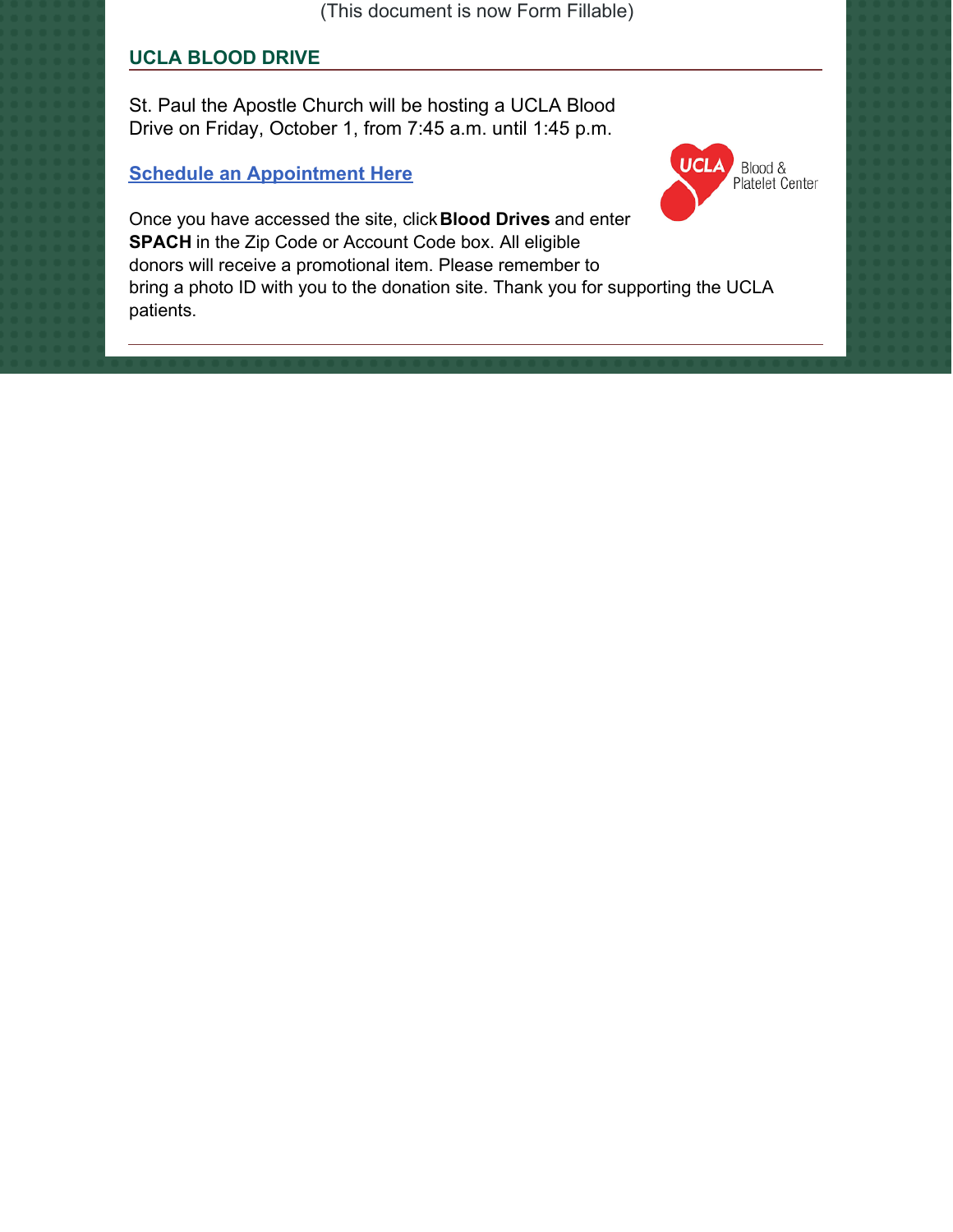(This document is now Form Fillable)

## UCLA BLOOD DRIVE

St. Paul the Apostle Church will be hosting a UCLA Blood Drive on Friday, October 1, from 7:45 a.m. until 1:45 p.m.

**Schedule an Appointment Here**

Once you have accessed the site, click **Blood Drives** and enter **SPACH** in the Zip Code or Account Code box. All eligible donors will receive a promotional item. Please remember to bring a photo ID with you to the donation site. Thank you for supporting the UCLA patients.